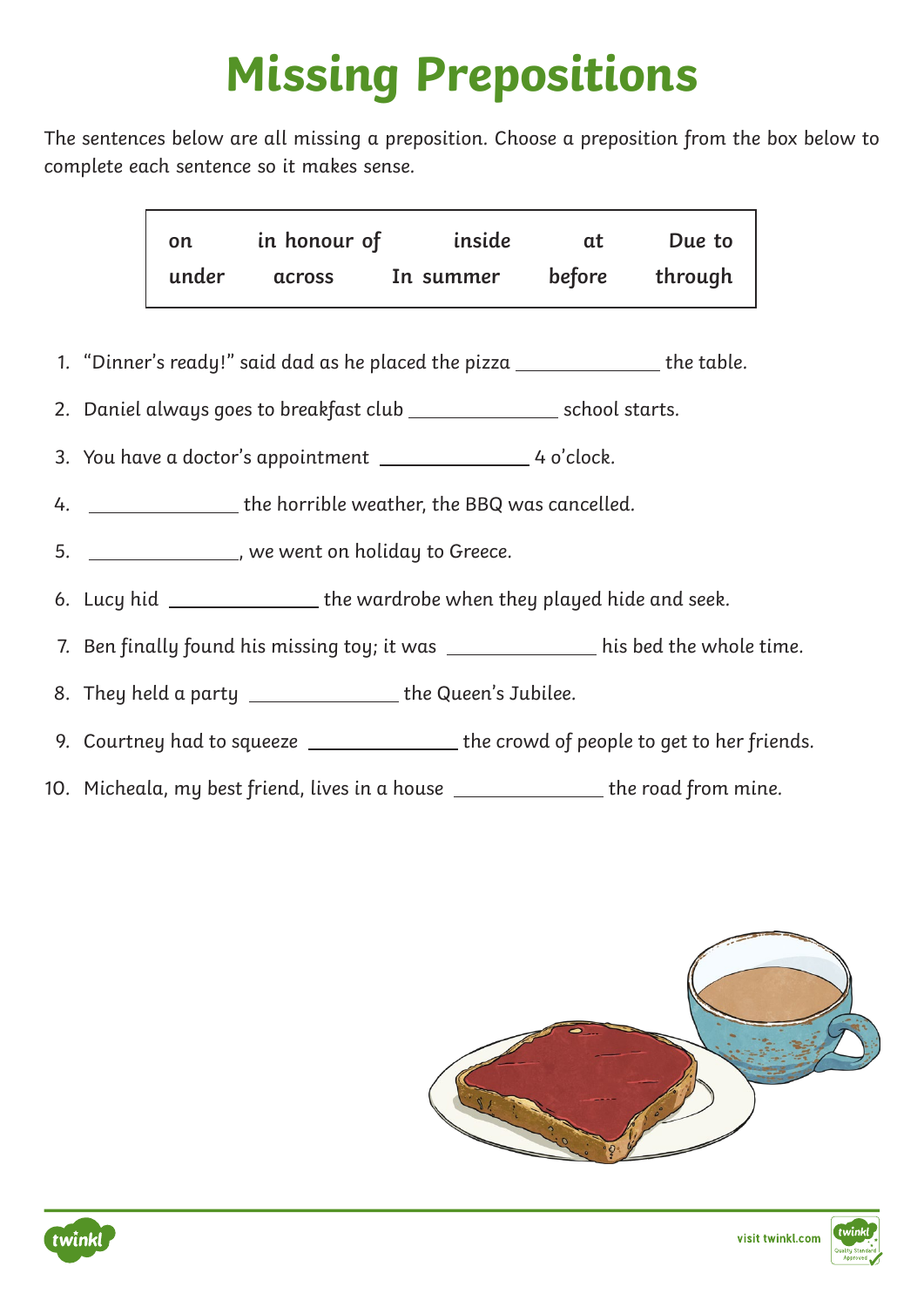# Missing Prepositions

The sentences below are all missing a preposition. Choose a preposition from the box below to complete each sentence so it makes sense.

| on | in honour of | inside | at | Due to |
|---|---|---|---|---|
| under | across | In summer | before | through |

1. "Dinner's ready!" said dad as he placed the pizza _______________ the table.
2. Daniel always goes to breakfast club _______________ school starts.
3. You have a doctor's appointment _______________ 4 o'clock.
4. _______________ the horrible weather, the BBQ was cancelled.
5. _______________, we went on holiday to Greece.
6. Lucy hid _______________ the wardrobe when they played hide and seek.
7. Ben finally found his missing toy; it was _______________ his bed the whole time.
8. They held a party _______________ the Queen's Jubilee.
9. Courtney had to squeeze _______________ the crowd of people to get to her friends.
10. Micheala, my best friend, lives in a house _______________ the road from mine.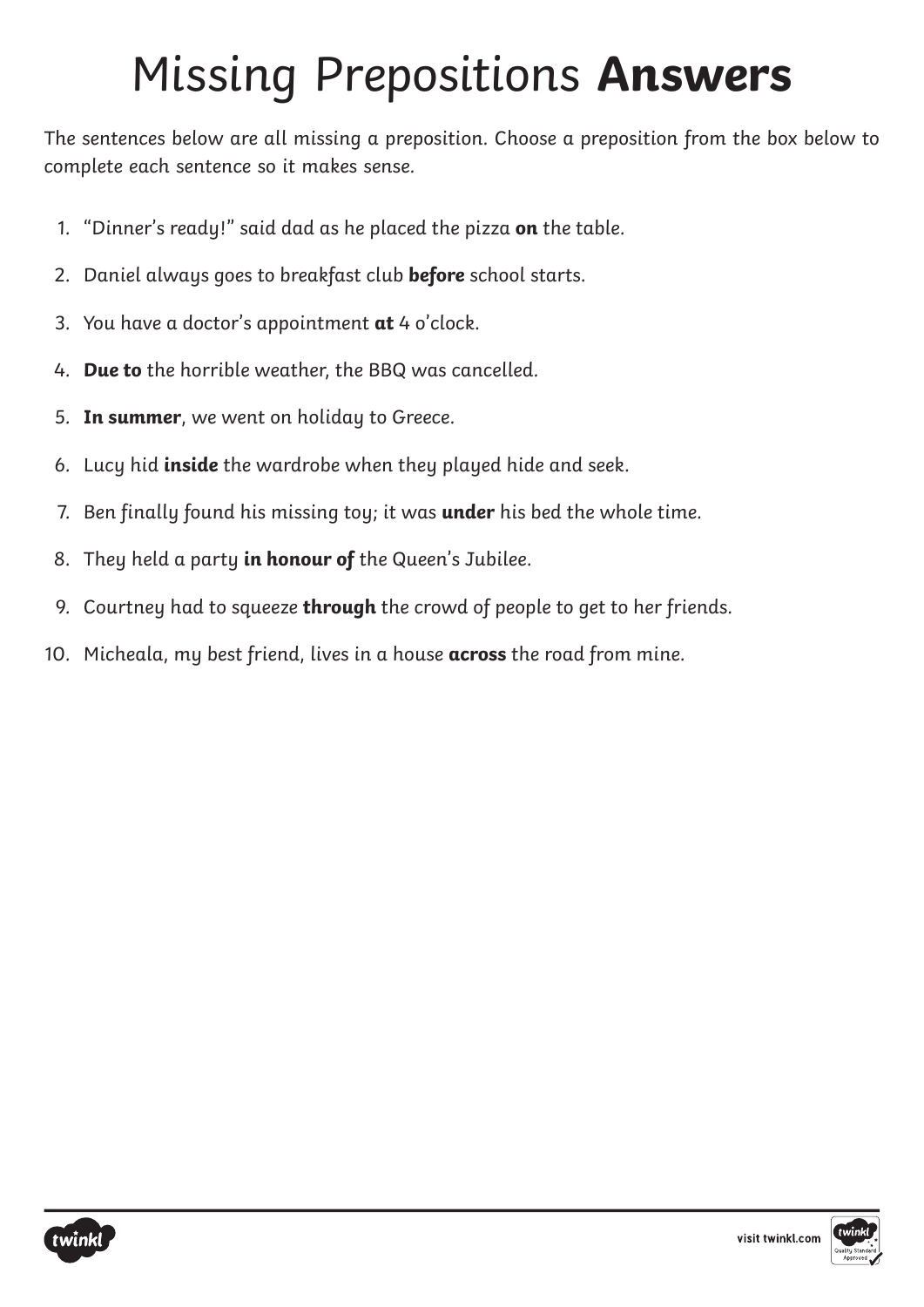# Missing Prepositions **Answers**

*The sentences below are all missing a preposition. Choose a preposition from the box below to complete each sentence so it makes sense.*

1. "Dinner's ready!" said dad as he placed the pizza **on** the table.
2. Daniel always goes to breakfast club **before** school starts.
3. You have a doctor's appointment **at** 4 o'clock.
4. **Due to** the horrible weather, the BBQ was cancelled.
5. **In summer**, we went on holiday to Greece.
6. Lucy hid **inside** the wardrobe when they played hide and seek.
7. Ben finally found his missing toy; it was **under** his bed the whole time.
8. They held a party **in honour of** the Queen's Jubilee.
9. Courtney had to squeeze **through** the crowd of people to get to her friends.
10. Micheala, my best friend, lives in a house **across** the road from mine.